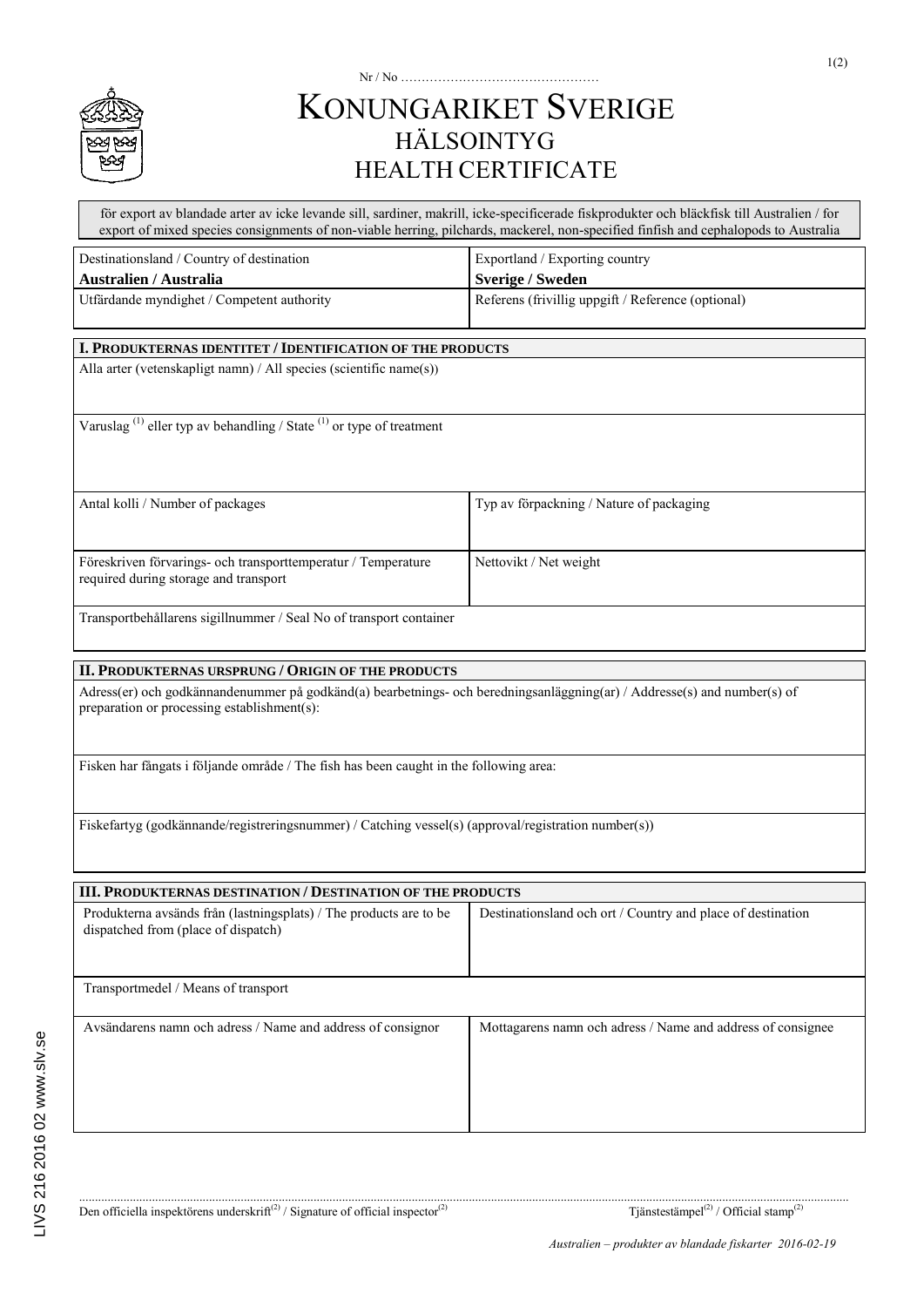Nr / No ……………………………………….

# KONUNGARIKET SVERIGE
## HÄLSOINTYG
## HEALTH CERTIFICATE

för export av blandade arter av icke levande sill, sardiner, makrill, icke-specificerade fiskprodukter och bläckfisk till Australien / for export of mixed species consignments of non-viable herring, pilchards, mackerel, non-specified finfish and cephalopods to Australia

| Destinationsland / Country of destination | Exportland / Exporting country |
|---|---|
| **Australien / Australia** | **Sverige / Sweden** |
| Utfärdande myndighet / Competent authority | Referens (frivillig uppgift / Reference (optional) |

### I. PRODUKTERNAS IDENTITET / IDENTIFICATION OF THE PRODUCTS

| | |
|---|---|
| Alla arter (vetenskapligt namn) / All species (scientific name(s)) | |
| Varuslag [(1)] eller typ av behandling / State [(1)] or type of treatment | |
| Antal kolli / Number of packages | Typ av förpackning / Nature of packaging |
| Föreskriven förvarings- och transporttemperatur / Temperature required during storage and transport | Nettovikt / Net weight |
| Transportbehållarens sigillnummer / Seal No of transport container | |

### II. PRODUKTERNAS URSPRUNG / ORIGIN OF THE PRODUCTS

Adress(er) och godkännandenummer på godkänd(a) bearbetnings- och beredningsanläggning(ar) / Addresse(s) and number(s) of preparation or processing establishment(s):

Fisken har fångats i följande område / The fish has been caught in the following area:

Fiskefartyg (godkännande/registreringsnummer) / Catching vessel(s) (approval/registration number(s))

### III. PRODUKTERNAS DESTINATION / DESTINATION OF THE PRODUCTS

| | |
|---|---|
| Produkterna avsänds från (lastningsplats) / The products are to be dispatched from (place of dispatch) | Destinationsland och ort / Country and place of destination |
| Transportmedel / Means of transport | |
| Avsändarens namn och adress / Name and address of consignor | Mottagarens namn och adress / Name and address of consignee |

Den officiella inspektörens underskrift[(2)] / Signature of official inspector[(2)]

Tjänstestämpel[(2)] / Official stamp[(2)]

LIVS 216 2016 02 www.slv.se

*Australien – produkter av blandade fiskarter 2016-02-19*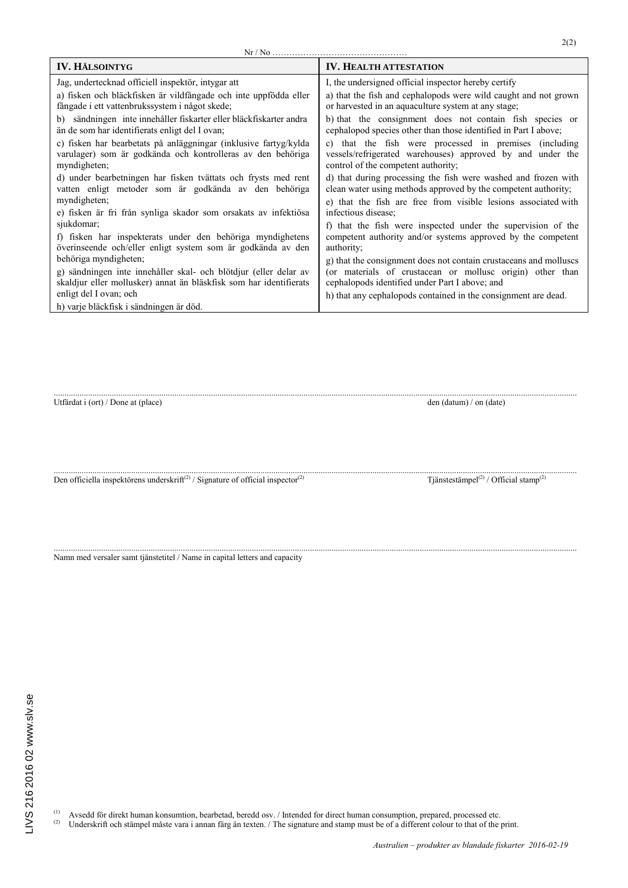Nr / No …………………………………………

| IV. HÄLSOINTYG | IV. HEALTH ATTESTATION |
|---|---|
| Jag, undertecknad officiell inspektör, intygar att<br>a) fisken och bläckfisken är vildfångade och inte uppfödda eller fångade i ett vattenbrukssystem i något skede;<br>b) sändningen inte innehåller fiskarter eller bläckfiskarter andra än de som har identifierats enligt del I ovan;<br>c) fisken har bearbetats på anläggningar (inklusive fartyg/kylda varulager) som är godkända och kontrolleras av den behöriga myndigheten;<br>d) under bearbetningen har fisken tvättats och frysts med rent vatten enligt metoder som är godkända av den behöriga myndigheten;<br>e) fisken är fri från synliga skador som orsakats av infektiösa sjukdomar;<br>f) fisken har inspekterats under den behöriga myndighetens överinseende och/eller enligt system som är godkända av den behöriga myndigheten;<br>g) sändningen inte innehåller skal- och blötdjur (eller delar av skaldjur eller mollusker) annat än bläskfisk som har identifierats enligt del I ovan; och<br>h) varje bläckfisk i sändningen är död. | I, the undersigned official inspector hereby certify<br>a) that the fish and cephalopods were wild caught and not grown or harvested in an aquaculture system at any stage;<br>b) that the consignment does not contain fish species or cephalopod species other than those identified in Part I above;<br>c) that the fish were processed in premises (including vessels/refrigerated warehouses) approved by and under the control of the competent authority;<br>d) that during processing the fish were washed and frozen with clean water using methods approved by the competent authority;<br>e) that the fish are free from visible lesions associated with infectious disease;<br>f) that the fish were inspected under the supervision of the competent authority and/or systems approved by the competent authority;<br>g) that the consignment does not contain crustaceans and molluscs (or materials of crustacean or mollusc origin) other than cephalopods identified under Part I above; and<br>h) that any cephalopods contained in the consignment are dead. |

.......................................................................................................................................................

Utfärdat i (ort) / Done at (place) den (datum) / on (date)

.......................................................................................................................................................

Den officiella inspektörens underskrift[(2)] / Signature of official inspector[(2)] Tjänstestämpel[(2)] / Official stamp[(2)]

.......................................................................................................................................................

Namn med versaler samt tjänstetitel / Name in capital letters and capacity

[(1)] Avsedd för direkt human konsumtion, bearbetad, beredd osv. / Intended for direct human consumption, prepared, processed etc.
[(2)] Underskrift och stämpel måste vara i annan färg än texten. / The signature and stamp must be of a different colour to that of the print.

LIVS 216 2016 02 www.slv.se

*Australien – produkter av blandade fiskarter 2016-02-19*